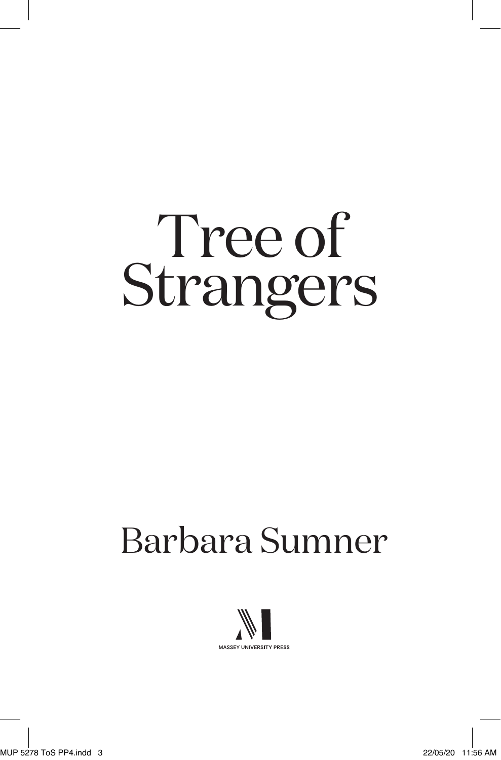# Tree of Strangers

## Barbara Sumner

MASSEY UNIVERSITY PRESS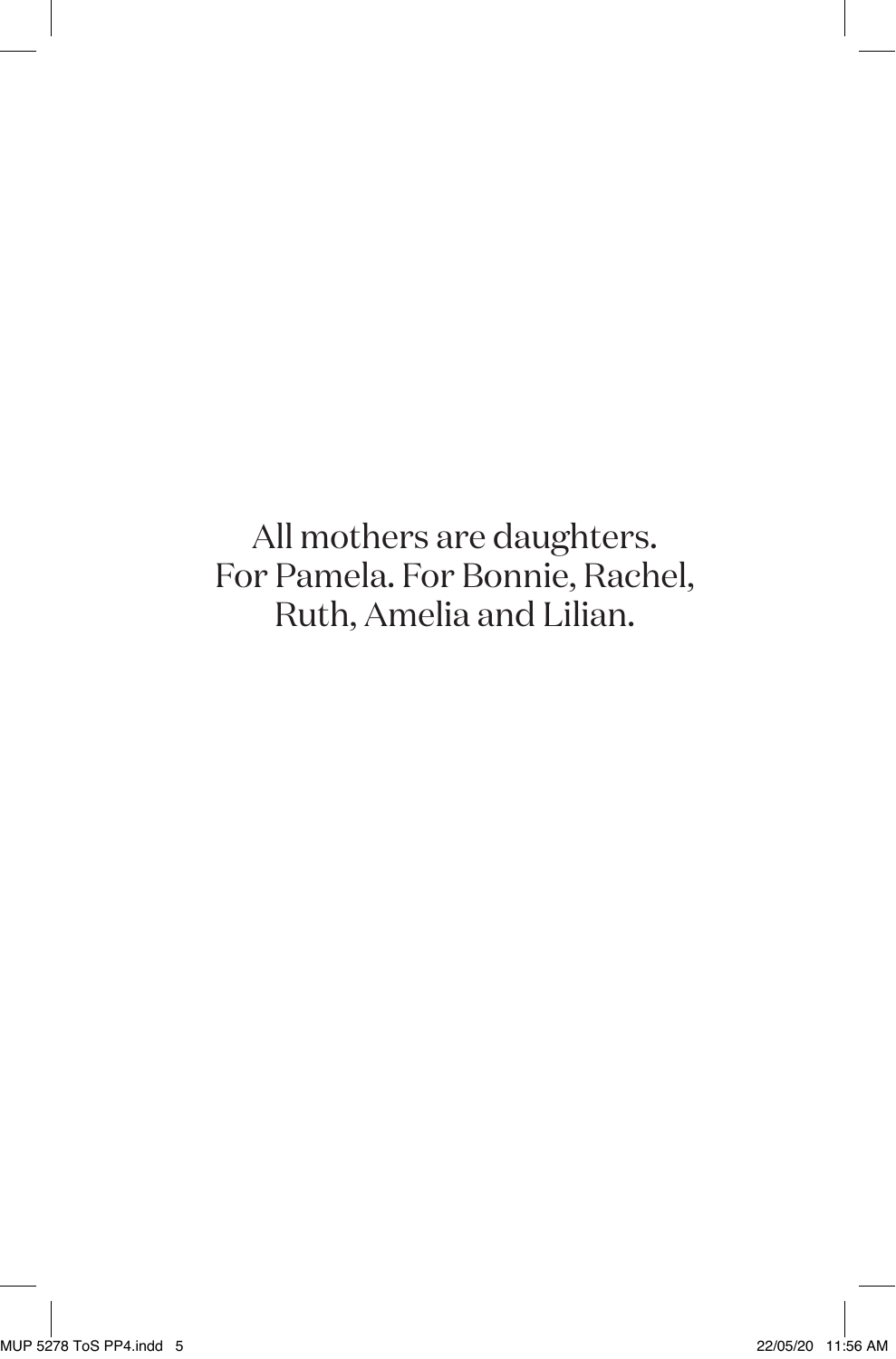All mothers are daughters.
For Pamela. For Bonnie, Rachel,
Ruth, Amelia and Lilian.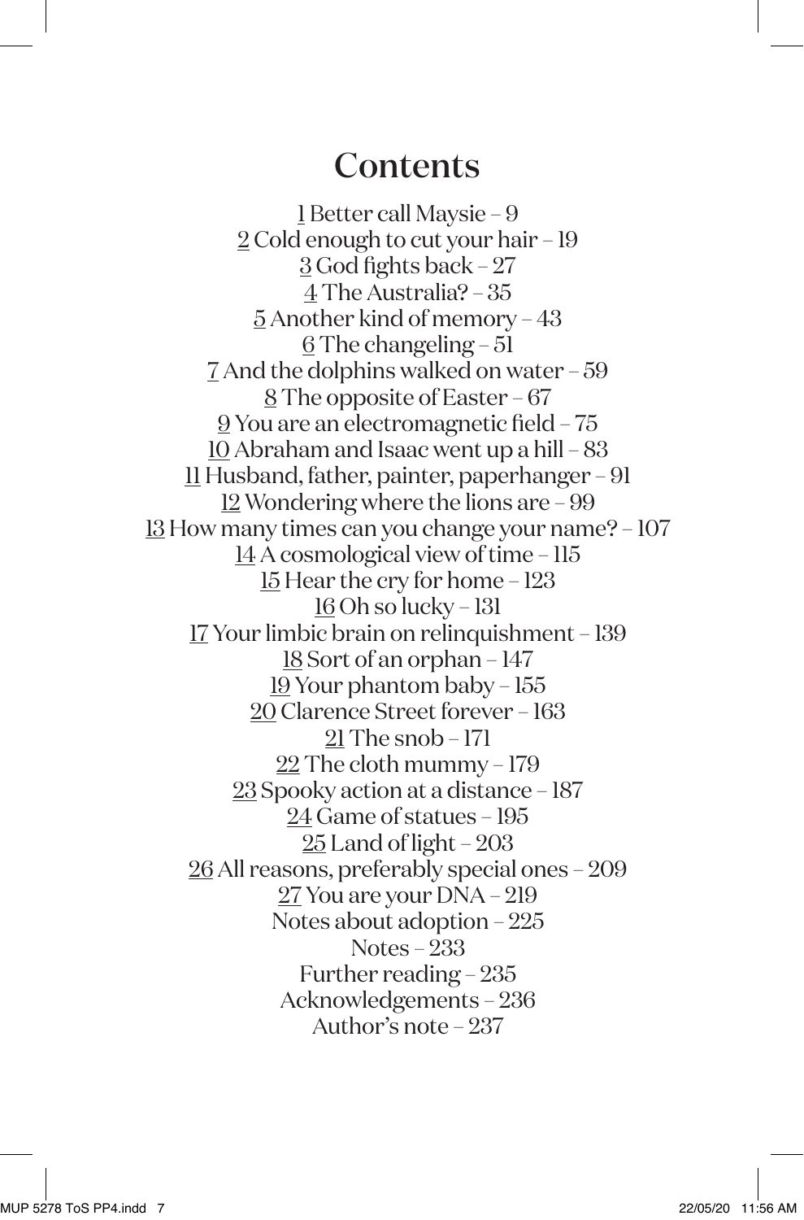# Contents

1 Better call Maysie – 9
2 Cold enough to cut your hair – 19
3 God fights back – 27
4 The Australia? – 35
5 Another kind of memory – 43
6 The changeling – 51
7 And the dolphins walked on water – 59
8 The opposite of Easter – 67
9 You are an electromagnetic field – 75
10 Abraham and Isaac went up a hill – 83
11 Husband, father, painter, paperhanger – 91
12 Wondering where the lions are – 99
13 How many times can you change your name? – 107
14 A cosmological view of time – 115
15 Hear the cry for home – 123
16 Oh so lucky – 131
17 Your limbic brain on relinquishment – 139
18 Sort of an orphan – 147
19 Your phantom baby – 155
20 Clarence Street forever – 163
21 The snob – 171
22 The cloth mummy – 179
23 Spooky action at a distance – 187
24 Game of statues – 195
25 Land of light – 203
26 All reasons, preferably special ones – 209
27 You are your DNA – 219
Notes about adoption – 225
Notes – 233
Further reading – 235
Acknowledgements – 236
Author's note – 237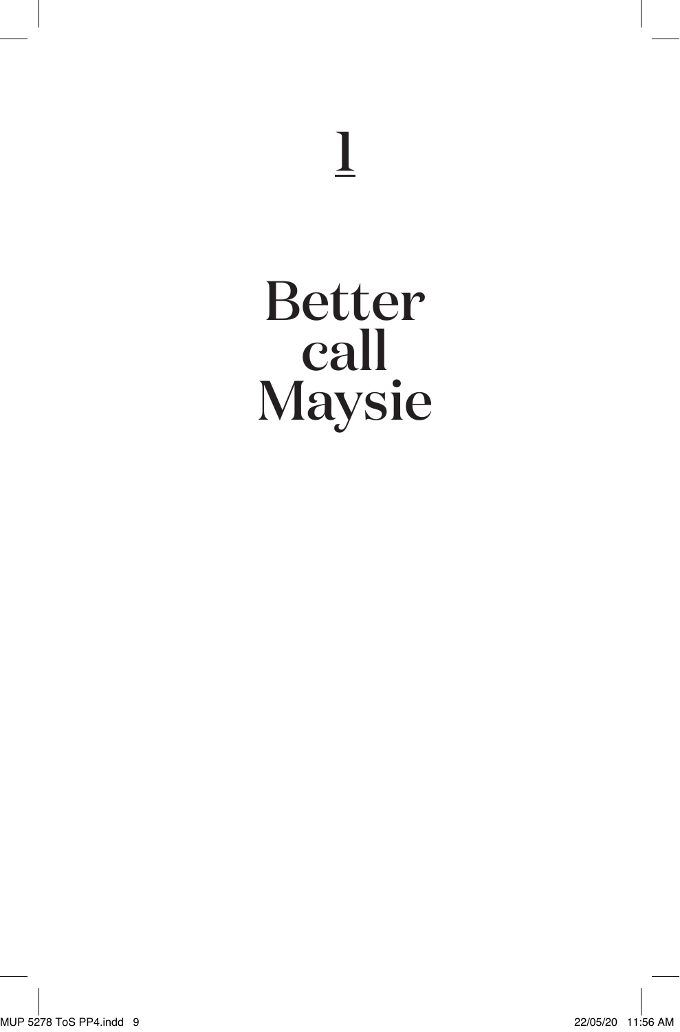# 1

# Better call Maysie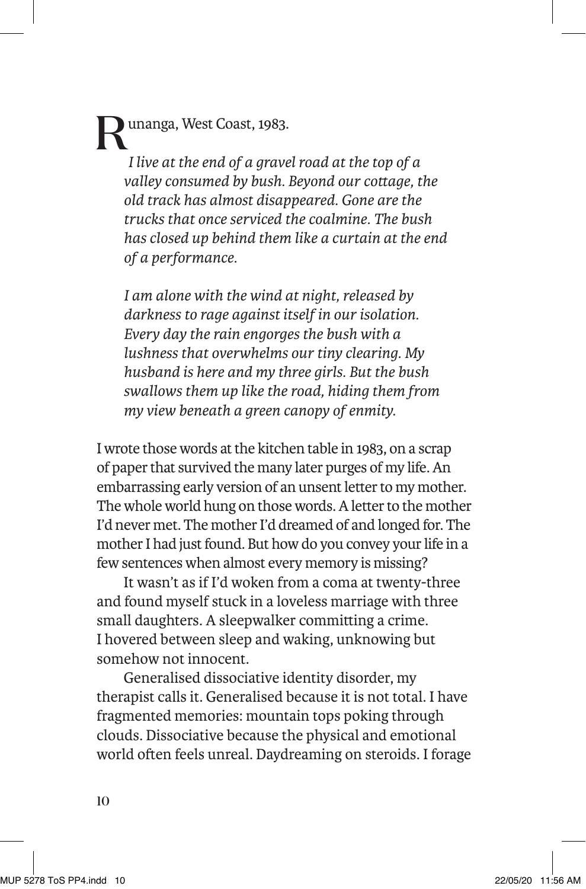Runanga, West Coast, 1983.

> *I live at the end of a gravel road at the top of a valley consumed by bush. Beyond our cottage, the old track has almost disappeared. Gone are the trucks that once serviced the coalmine. The bush has closed up behind them like a curtain at the end of a performance.*
>
> *I am alone with the wind at night, released by darkness to rage against itself in our isolation. Every day the rain engorges the bush with a lushness that overwhelms our tiny clearing. My husband is here and my three girls. But the bush swallows them up like the road, hiding them from my view beneath a green canopy of enmity.*

I wrote those words at the kitchen table in 1983, on a scrap of paper that survived the many later purges of my life. An embarrassing early version of an unsent letter to my mother. The whole world hung on those words. A letter to the mother I'd never met. The mother I'd dreamed of and longed for. The mother I had just found. But how do you convey your life in a few sentences when almost every memory is missing?

It wasn't as if I'd woken from a coma at twenty-three and found myself stuck in a loveless marriage with three small daughters. A sleepwalker committing a crime. I hovered between sleep and waking, unknowing but somehow not innocent.

Generalised dissociative identity disorder, my therapist calls it. Generalised because it is not total. I have fragmented memories: mountain tops poking through clouds. Dissociative because the physical and emotional world often feels unreal. Daydreaming on steroids. I forage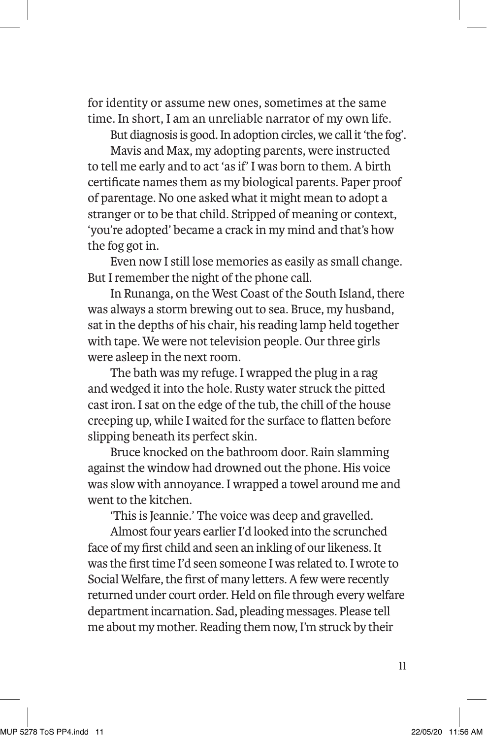for identity or assume new ones, sometimes at the same time. In short, I am an unreliable narrator of my own life.

But diagnosis is good. In adoption circles, we call it 'the fog'.

Mavis and Max, my adopting parents, were instructed to tell me early and to act 'as if' I was born to them. A birth certificate names them as my biological parents. Paper proof of parentage. No one asked what it might mean to adopt a stranger or to be that child. Stripped of meaning or context, 'you're adopted' became a crack in my mind and that's how the fog got in.

Even now I still lose memories as easily as small change. But I remember the night of the phone call.

In Runanga, on the West Coast of the South Island, there was always a storm brewing out to sea. Bruce, my husband, sat in the depths of his chair, his reading lamp held together with tape. We were not television people. Our three girls were asleep in the next room.

The bath was my refuge. I wrapped the plug in a rag and wedged it into the hole. Rusty water struck the pitted cast iron. I sat on the edge of the tub, the chill of the house creeping up, while I waited for the surface to flatten before slipping beneath its perfect skin.

Bruce knocked on the bathroom door. Rain slamming against the window had drowned out the phone. His voice was slow with annoyance. I wrapped a towel around me and went to the kitchen.

'This is Jeannie.' The voice was deep and gravelled.

Almost four years earlier I'd looked into the scrunched face of my first child and seen an inkling of our likeness. It was the first time I'd seen someone I was related to. I wrote to Social Welfare, the first of many letters. A few were recently returned under court order. Held on file through every welfare department incarnation. Sad, pleading messages. Please tell me about my mother. Reading them now, I'm struck by their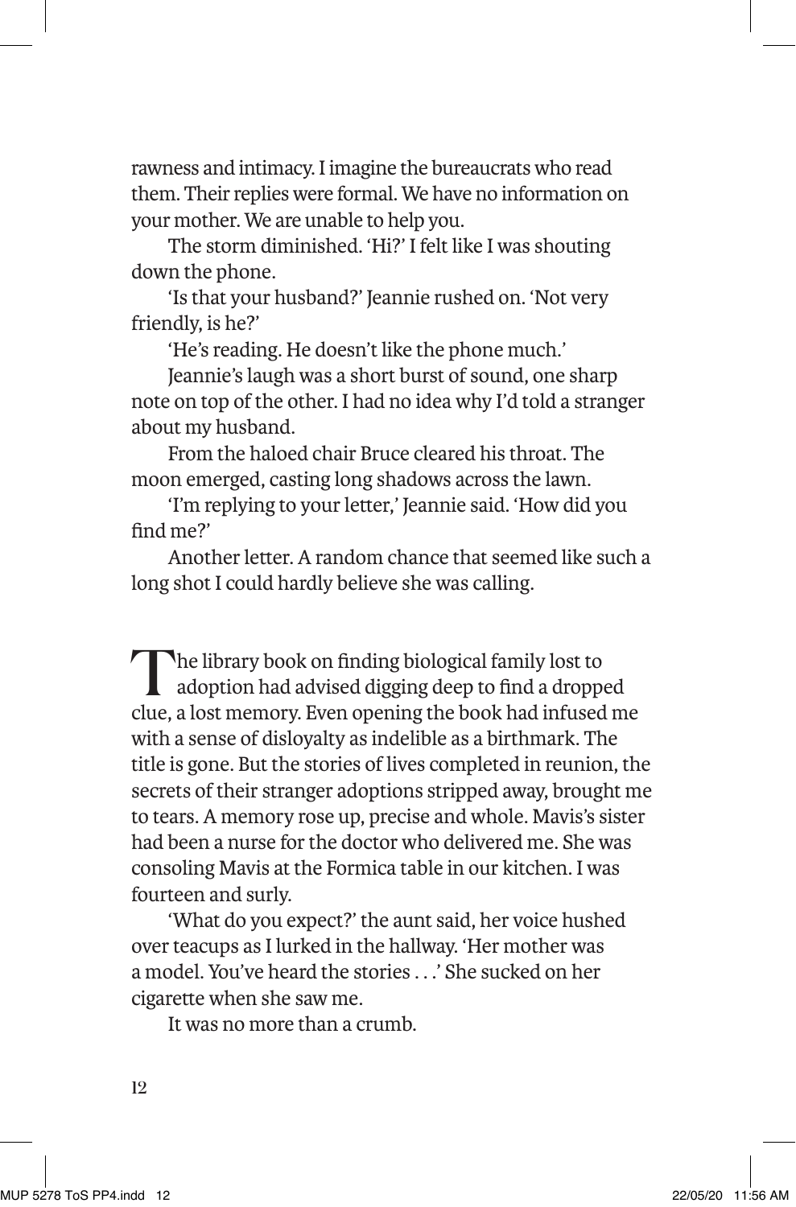rawness and intimacy. I imagine the bureaucrats who read them. Their replies were formal. We have no information on your mother. We are unable to help you.

The storm diminished. 'Hi?' I felt like I was shouting down the phone.

'Is that your husband?' Jeannie rushed on. 'Not very friendly, is he?'

'He's reading. He doesn't like the phone much.'

Jeannie's laugh was a short burst of sound, one sharp note on top of the other. I had no idea why I'd told a stranger about my husband.

From the haloed chair Bruce cleared his throat. The moon emerged, casting long shadows across the lawn.

'I'm replying to your letter,' Jeannie said. 'How did you find me?'

Another letter. A random chance that seemed like such a long shot I could hardly believe she was calling.

The library book on finding biological family lost to adoption had advised digging deep to find a dropped clue, a lost memory. Even opening the book had infused me with a sense of disloyalty as indelible as a birthmark. The title is gone. But the stories of lives completed in reunion, the secrets of their stranger adoptions stripped away, brought me to tears. A memory rose up, precise and whole. Mavis's sister had been a nurse for the doctor who delivered me. She was consoling Mavis at the Formica table in our kitchen. I was fourteen and surly.

'What do you expect?' the aunt said, her voice hushed over teacups as I lurked in the hallway. 'Her mother was a model. You've heard the stories . . .' She sucked on her cigarette when she saw me.

It was no more than a crumb.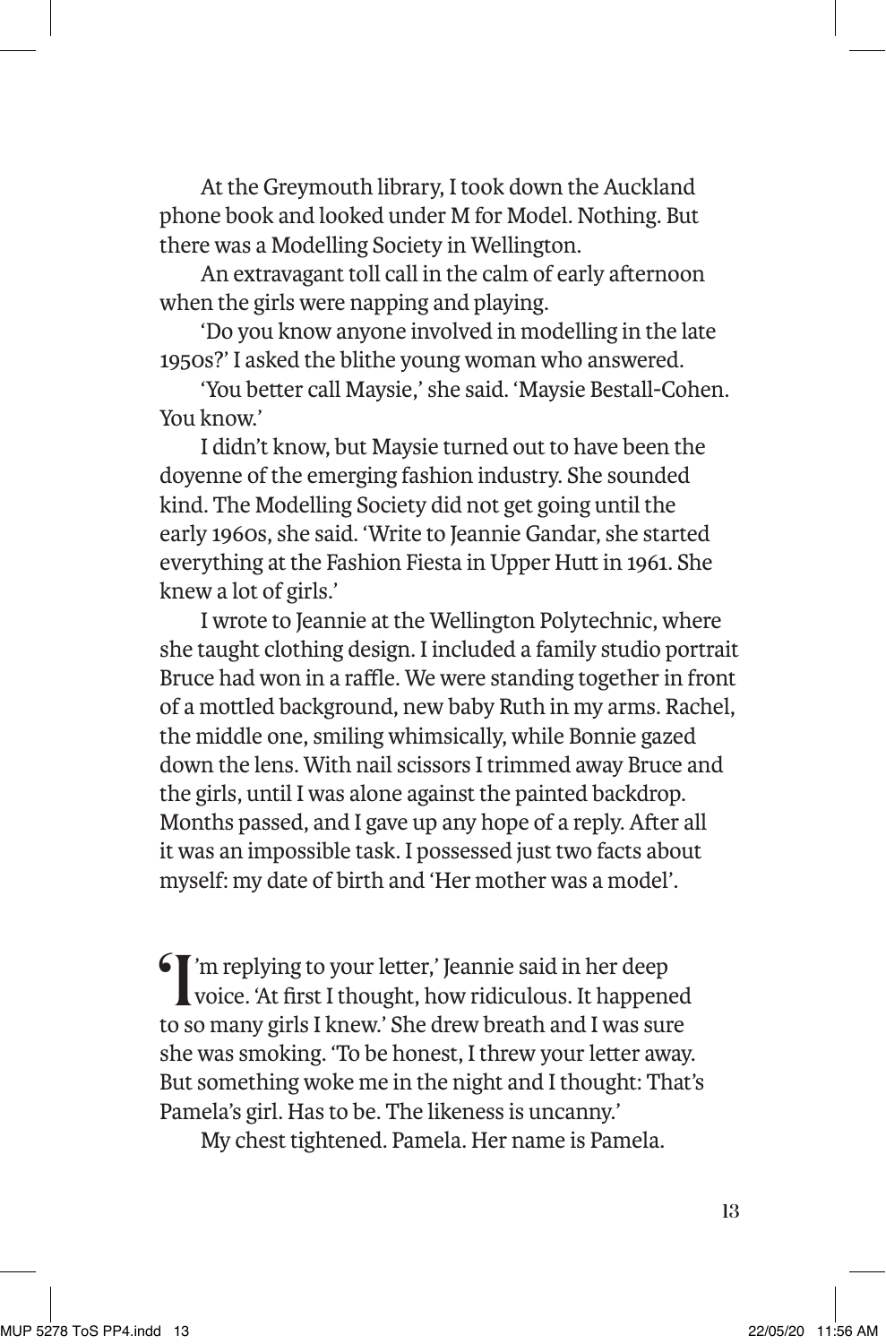At the Greymouth library, I took down the Auckland phone book and looked under M for Model. Nothing. But there was a Modelling Society in Wellington.

An extravagant toll call in the calm of early afternoon when the girls were napping and playing.

'Do you know anyone involved in modelling in the late 1950s?' I asked the blithe young woman who answered.

'You better call Maysie,' she said. 'Maysie Bestall-Cohen. You know.'

I didn't know, but Maysie turned out to have been the doyenne of the emerging fashion industry. She sounded kind. The Modelling Society did not get going until the early 1960s, she said. 'Write to Jeannie Gandar, she started everything at the Fashion Fiesta in Upper Hutt in 1961. She knew a lot of girls.'

I wrote to Jeannie at the Wellington Polytechnic, where she taught clothing design. I included a family studio portrait Bruce had won in a raffle. We were standing together in front of a mottled background, new baby Ruth in my arms. Rachel, the middle one, smiling whimsically, while Bonnie gazed down the lens. With nail scissors I trimmed away Bruce and the girls, until I was alone against the painted backdrop. Months passed, and I gave up any hope of a reply. After all it was an impossible task. I possessed just two facts about myself: my date of birth and 'Her mother was a model'.

'I'm replying to your letter,' Jeannie said in her deep voice. 'At first I thought, how ridiculous. It happened to so many girls I knew.' She drew breath and I was sure she was smoking. 'To be honest, I threw your letter away. But something woke me in the night and I thought: That's Pamela's girl. Has to be. The likeness is uncanny.'

My chest tightened. Pamela. Her name is Pamela.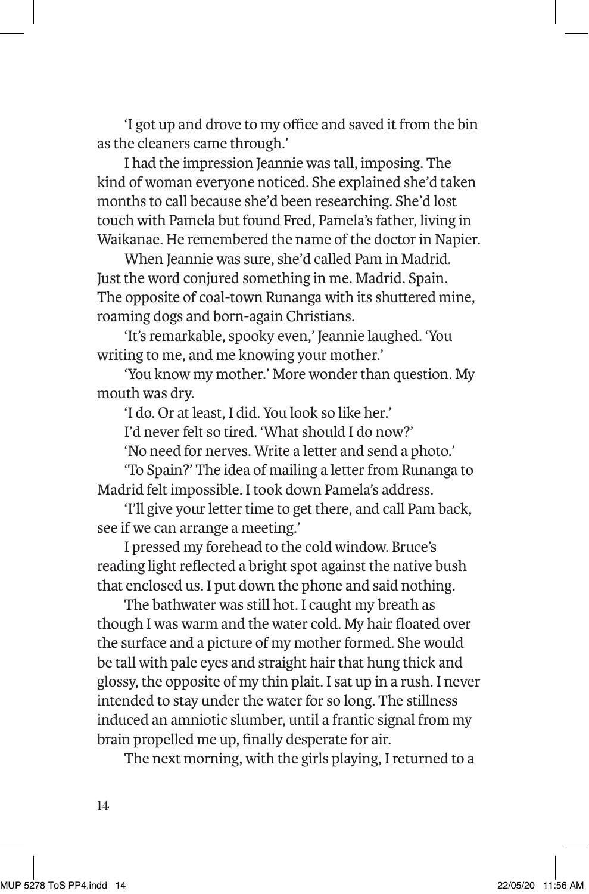'I got up and drove to my office and saved it from the bin as the cleaners came through.'

I had the impression Jeannie was tall, imposing. The kind of woman everyone noticed. She explained she'd taken months to call because she'd been researching. She'd lost touch with Pamela but found Fred, Pamela's father, living in Waikanae. He remembered the name of the doctor in Napier.

When Jeannie was sure, she'd called Pam in Madrid. Just the word conjured something in me. Madrid. Spain. The opposite of coal-town Runanga with its shuttered mine, roaming dogs and born-again Christians.

'It's remarkable, spooky even,' Jeannie laughed. 'You writing to me, and me knowing your mother.'

'You know my mother.' More wonder than question. My mouth was dry.

'I do. Or at least, I did. You look so like her.'

I'd never felt so tired. 'What should I do now?'

'No need for nerves. Write a letter and send a photo.'

'To Spain?' The idea of mailing a letter from Runanga to Madrid felt impossible. I took down Pamela's address.

'I'll give your letter time to get there, and call Pam back, see if we can arrange a meeting.'

I pressed my forehead to the cold window. Bruce's reading light reflected a bright spot against the native bush that enclosed us. I put down the phone and said nothing.

The bathwater was still hot. I caught my breath as though I was warm and the water cold. My hair floated over the surface and a picture of my mother formed. She would be tall with pale eyes and straight hair that hung thick and glossy, the opposite of my thin plait. I sat up in a rush. I never intended to stay under the water for so long. The stillness induced an amniotic slumber, until a frantic signal from my brain propelled me up, finally desperate for air.

The next morning, with the girls playing, I returned to a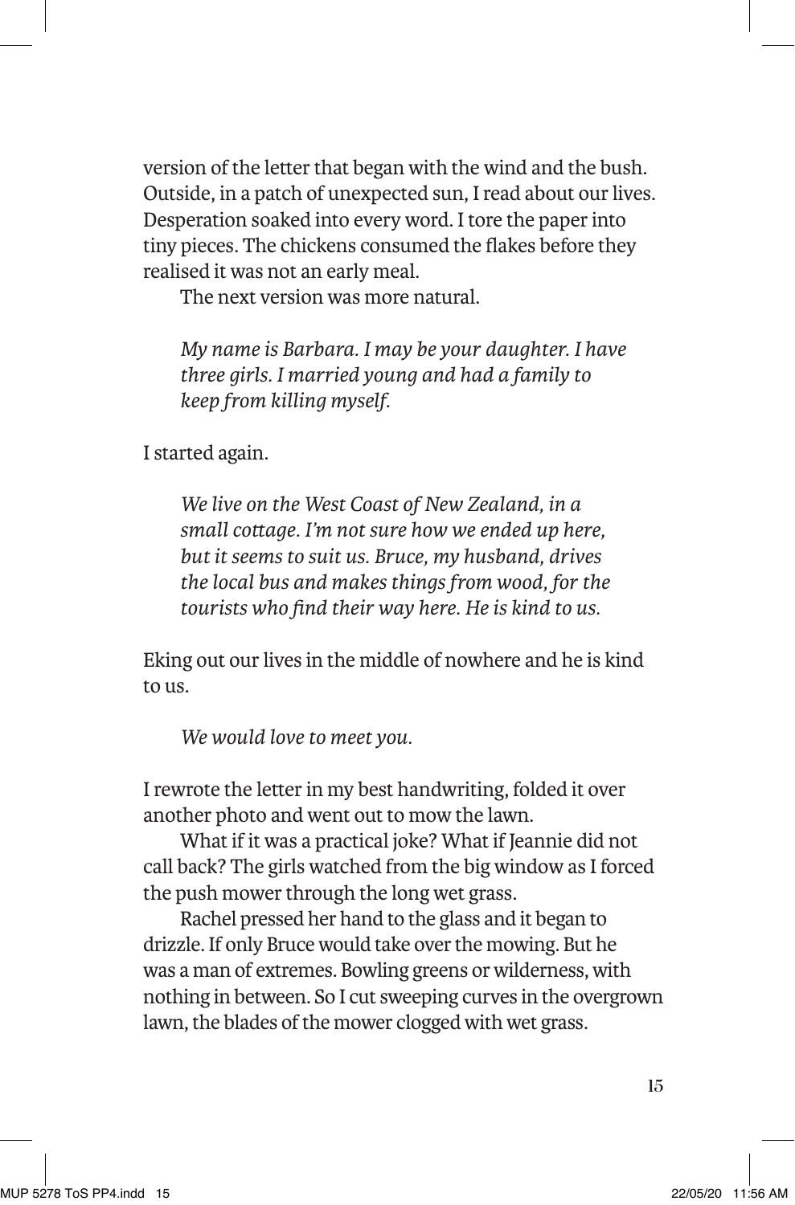version of the letter that began with the wind and the bush. Outside, in a patch of unexpected sun, I read about our lives. Desperation soaked into every word. I tore the paper into tiny pieces. The chickens consumed the flakes before they realised it was not an early meal.

The next version was more natural.

> *My name is Barbara. I may be your daughter. I have three girls. I married young and had a family to keep from killing myself.*

I started again.

> *We live on the West Coast of New Zealand, in a small cottage. I'm not sure how we ended up here, but it seems to suit us. Bruce, my husband, drives the local bus and makes things from wood, for the tourists who find their way here. He is kind to us.*

Eking out our lives in the middle of nowhere and he is kind to us.

> *We would love to meet you.*

I rewrote the letter in my best handwriting, folded it over another photo and went out to mow the lawn.

What if it was a practical joke? What if Jeannie did not call back? The girls watched from the big window as I forced the push mower through the long wet grass.

Rachel pressed her hand to the glass and it began to drizzle. If only Bruce would take over the mowing. But he was a man of extremes. Bowling greens or wilderness, with nothing in between. So I cut sweeping curves in the overgrown lawn, the blades of the mower clogged with wet grass.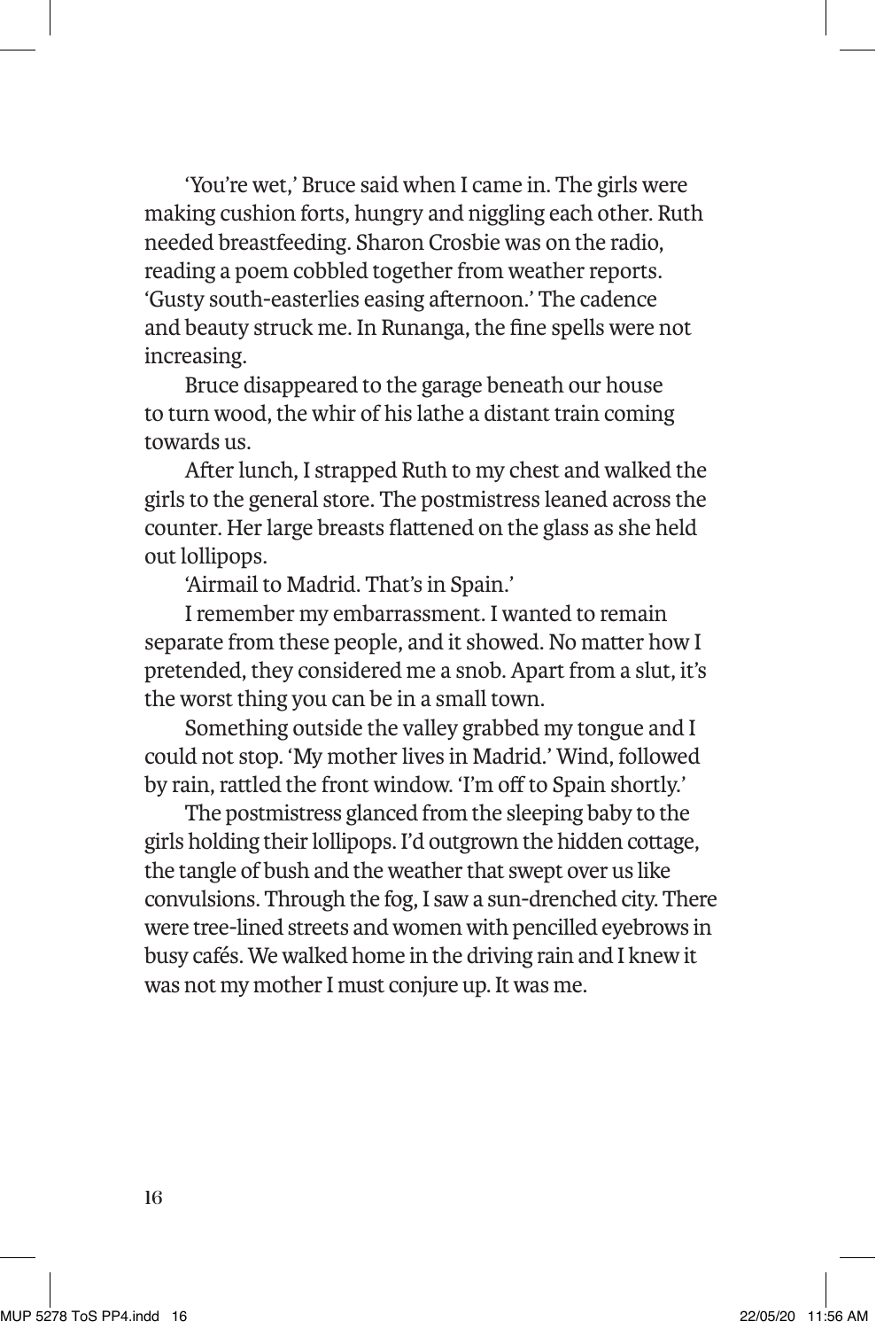'You're wet,' Bruce said when I came in. The girls were making cushion forts, hungry and niggling each other. Ruth needed breastfeeding. Sharon Crosbie was on the radio, reading a poem cobbled together from weather reports. 'Gusty south-easterlies easing afternoon.' The cadence and beauty struck me. In Runanga, the fine spells were not increasing.

Bruce disappeared to the garage beneath our house to turn wood, the whir of his lathe a distant train coming towards us.

After lunch, I strapped Ruth to my chest and walked the girls to the general store. The postmistress leaned across the counter. Her large breasts flattened on the glass as she held out lollipops.

'Airmail to Madrid. That's in Spain.'

I remember my embarrassment. I wanted to remain separate from these people, and it showed. No matter how I pretended, they considered me a snob. Apart from a slut, it's the worst thing you can be in a small town.

Something outside the valley grabbed my tongue and I could not stop. 'My mother lives in Madrid.' Wind, followed by rain, rattled the front window. 'I'm off to Spain shortly.'

The postmistress glanced from the sleeping baby to the girls holding their lollipops. I'd outgrown the hidden cottage, the tangle of bush and the weather that swept over us like convulsions. Through the fog, I saw a sun-drenched city. There were tree-lined streets and women with pencilled eyebrows in busy cafés. We walked home in the driving rain and I knew it was not my mother I must conjure up. It was me.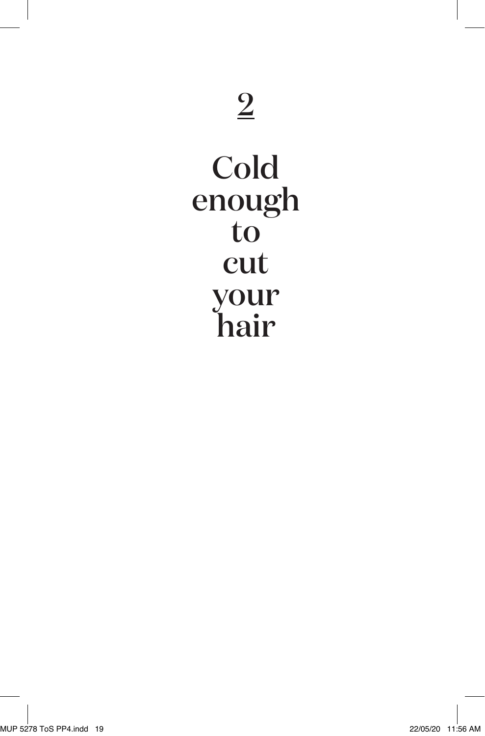# 2

# Cold enough to cut your hair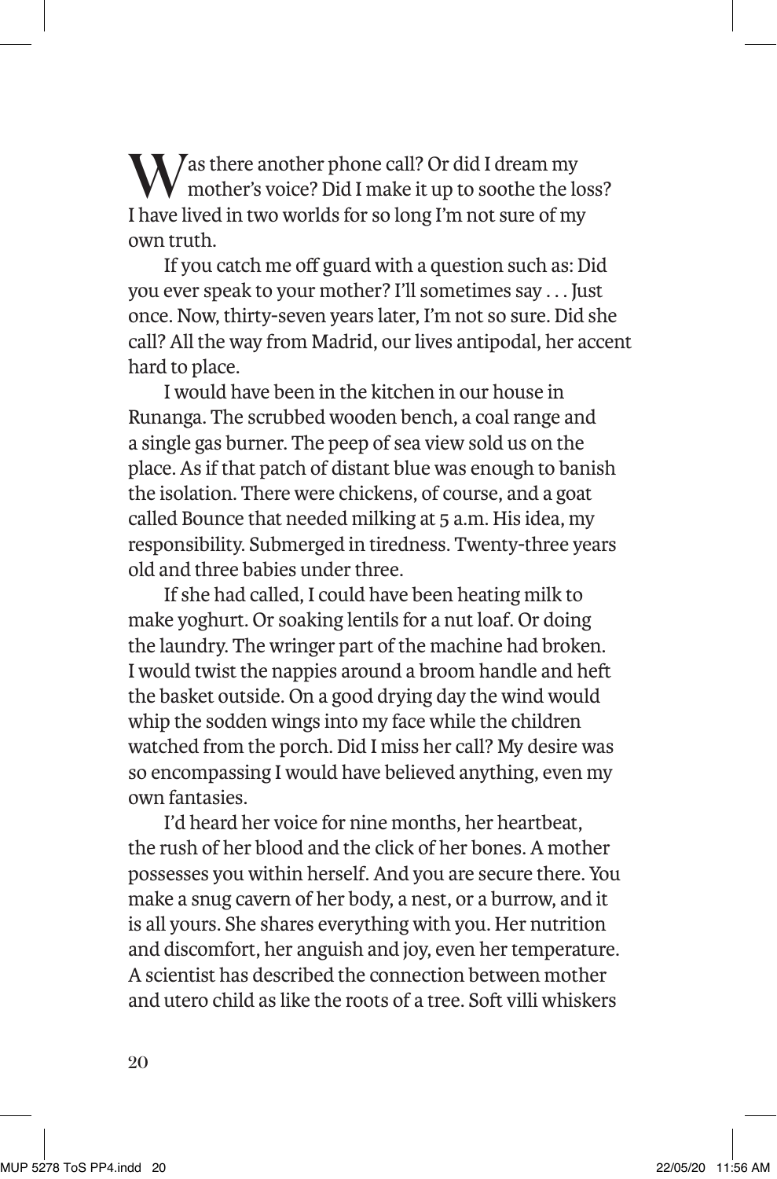Was there another phone call? Or did I dream my mother's voice? Did I make it up to soothe the loss? I have lived in two worlds for so long I'm not sure of my own truth.

If you catch me off guard with a question such as: Did you ever speak to your mother? I'll sometimes say . . . Just once. Now, thirty-seven years later, I'm not so sure. Did she call? All the way from Madrid, our lives antipodal, her accent hard to place.

I would have been in the kitchen in our house in Runanga. The scrubbed wooden bench, a coal range and a single gas burner. The peep of sea view sold us on the place. As if that patch of distant blue was enough to banish the isolation. There were chickens, of course, and a goat called Bounce that needed milking at 5 a.m. His idea, my responsibility. Submerged in tiredness. Twenty-three years old and three babies under three.

If she had called, I could have been heating milk to make yoghurt. Or soaking lentils for a nut loaf. Or doing the laundry. The wringer part of the machine had broken. I would twist the nappies around a broom handle and heft the basket outside. On a good drying day the wind would whip the sodden wings into my face while the children watched from the porch. Did I miss her call? My desire was so encompassing I would have believed anything, even my own fantasies.

I'd heard her voice for nine months, her heartbeat, the rush of her blood and the click of her bones. A mother possesses you within herself. And you are secure there. You make a snug cavern of her body, a nest, or a burrow, and it is all yours. She shares everything with you. Her nutrition and discomfort, her anguish and joy, even her temperature. A scientist has described the connection between mother and utero child as like the roots of a tree. Soft villi whiskers